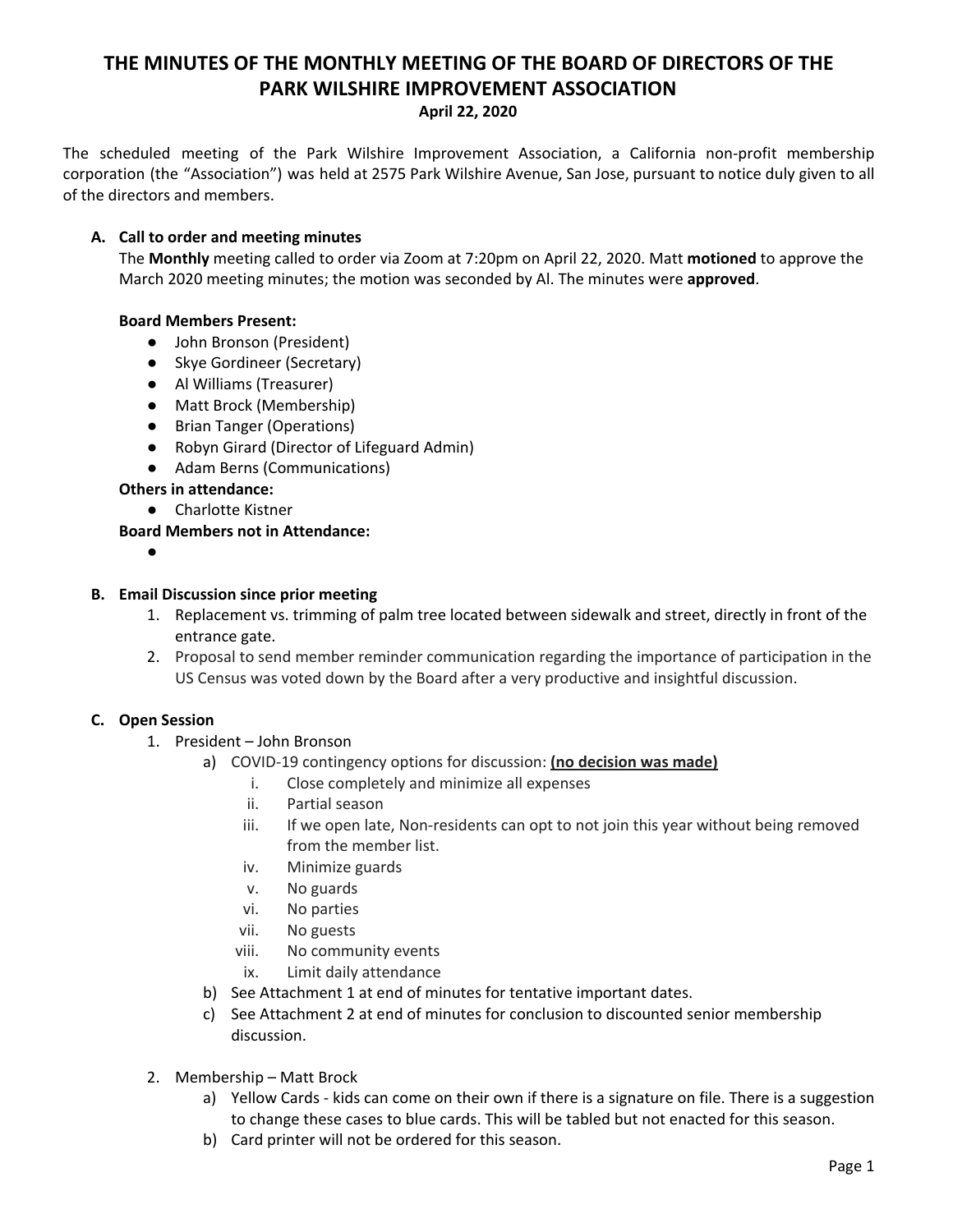# THE MINUTES OF THE MONTHLY MEETING OF THE BOARD OF DIRECTORS OF THE PARK WILSHIRE IMPROVEMENT ASSOCIATION

**April 22, 2020**

The scheduled meeting of the Park Wilshire Improvement Association, a California non-profit membership corporation (the "Association") was held at 2575 Park Wilshire Avenue, San Jose, pursuant to notice duly given to all of the directors and members.

## A. Call to order and meeting minutes

The **Monthly** meeting called to order via Zoom at 7:20pm on April 22, 2020. Matt **motioned** to approve the March 2020 meeting minutes; the motion was seconded by Al. The minutes were **approved**.

**Board Members Present:**

- John Bronson (President)
- Skye Gordineer (Secretary)
- Al Williams (Treasurer)
- Matt Brock (Membership)
- Brian Tanger (Operations)
- Robyn Girard (Director of Lifeguard Admin)
- Adam Berns (Communications)

**Others in attendance:**

- Charlotte Kistner

**Board Members not in Attendance:**

- 

## B. Email Discussion since prior meeting

1. Replacement vs. trimming of palm tree located between sidewalk and street, directly in front of the entrance gate.
2. Proposal to send member reminder communication regarding the importance of participation in the US Census was voted down by the Board after a very productive and insightful discussion.

## C. Open Session

1. President – John Bronson
   a) COVID-19 contingency options for discussion: **(no decision was made)**
      i. Close completely and minimize all expenses
      ii. Partial season
      iii. If we open late, Non-residents can opt to not join this year without being removed from the member list.
      iv. Minimize guards
      v. No guards
      vi. No parties
      vii. No guests
      viii. No community events
      ix. Limit daily attendance
   b) See Attachment 1 at end of minutes for tentative important dates.
   c) See Attachment 2 at end of minutes for conclusion to discounted senior membership discussion.

2. Membership – Matt Brock
   a) Yellow Cards - kids can come on their own if there is a signature on file. There is a suggestion to change these cases to blue cards. This will be tabled but not enacted for this season.
   b) Card printer will not be ordered for this season.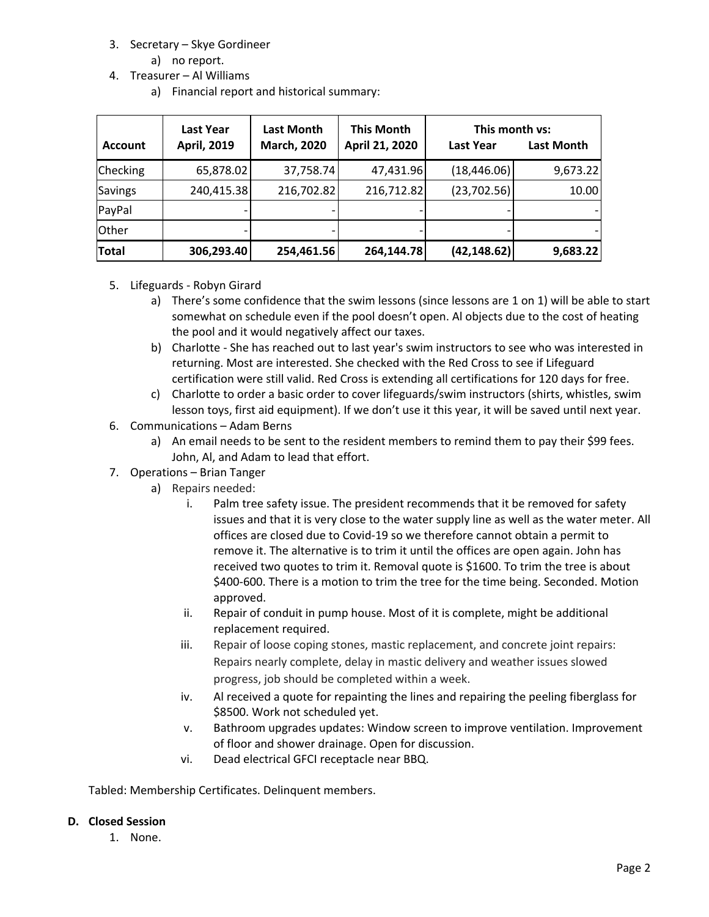3. Secretary – Skye Gordineer
    a) no report.
4. Treasurer – Al Williams
    a) Financial report and historical summary:

| Account | Last Year April, 2019 | Last Month March, 2020 | This Month April 21, 2020 | This month vs: Last Year | Last Month |
|---|---|---|---|---|---|
| Checking | 65,878.02 | 37,758.74 | 47,431.96 | (18,446.06) | 9,673.22 |
| Savings | 240,415.38 | 216,702.82 | 216,712.82 | (23,702.56) | 10.00 |
| PayPal | - | - | - | - | - |
| Other | - | - | - | - | - |
| **Total** | **306,293.40** | **254,461.56** | **264,144.78** | **(42,148.62)** | **9,683.22** |

5. Lifeguards - Robyn Girard
    a) There's some confidence that the swim lessons (since lessons are 1 on 1) will be able to start somewhat on schedule even if the pool doesn't open. Al objects due to the cost of heating the pool and it would negatively affect our taxes.
    b) Charlotte - She has reached out to last year's swim instructors to see who was interested in returning. Most are interested. She checked with the Red Cross to see if Lifeguard certification were still valid. Red Cross is extending all certifications for 120 days for free.
    c) Charlotte to order a basic order to cover lifeguards/swim instructors (shirts, whistles, swim lesson toys, first aid equipment). If we don't use it this year, it will be saved until next year.
6. Communications – Adam Berns
    a) An email needs to be sent to the resident members to remind them to pay their $99 fees. John, Al, and Adam to lead that effort.
7. Operations – Brian Tanger
    a) Repairs needed:
        i. Palm tree safety issue. The president recommends that it be removed for safety issues and that it is very close to the water supply line as well as the water meter. All offices are closed due to Covid-19 so we therefore cannot obtain a permit to remove it. The alternative is to trim it until the offices are open again. John has received two quotes to trim it. Removal quote is $1600. To trim the tree is about $400-600. There is a motion to trim the tree for the time being. Seconded. Motion approved.
        ii. Repair of conduit in pump house. Most of it is complete, might be additional replacement required.
        iii. Repair of loose coping stones, mastic replacement, and concrete joint repairs: Repairs nearly complete, delay in mastic delivery and weather issues slowed progress, job should be completed within a week.
        iv. Al received a quote for repainting the lines and repairing the peeling fiberglass for $8500. Work not scheduled yet.
        v. Bathroom upgrades updates: Window screen to improve ventilation. Improvement of floor and shower drainage. Open for discussion.
        vi. Dead electrical GFCI receptacle near BBQ.

Tabled: Membership Certificates. Delinquent members.

**D. Closed Session**

1. None.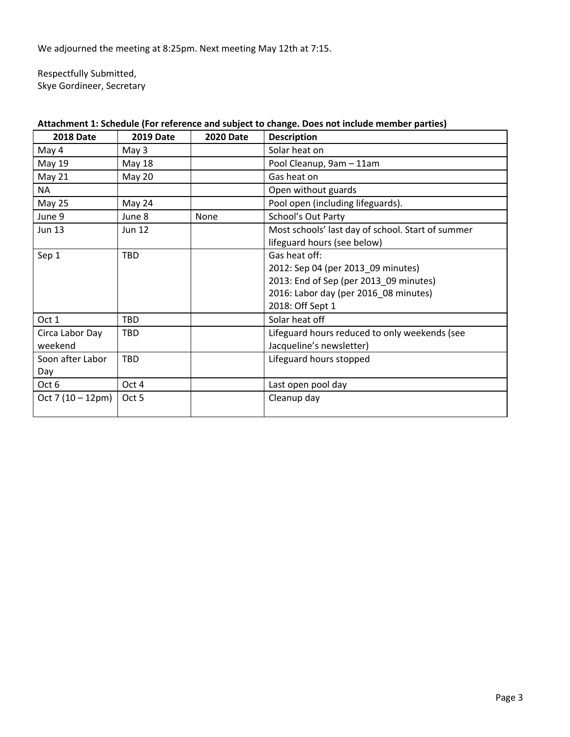We adjourned the meeting at 8:25pm. Next meeting May 12th at 7:15.

Respectfully Submitted,
Skye Gordineer, Secretary

**Attachment 1: Schedule (For reference and subject to change. Does not include member parties)**

| 2018 Date | 2019 Date | 2020 Date | Description |
|---|---|---|---|
| May 4 | May 3 | | Solar heat on |
| May 19 | May 18 | | Pool Cleanup, 9am – 11am |
| May 21 | May 20 | | Gas heat on |
| NA | | | Open without guards |
| May 25 | May 24 | | Pool open (including lifeguards). |
| June 9 | June 8 | None | School's Out Party |
| Jun 13 | Jun 12 | | Most schools' last day of school. Start of summer lifeguard hours (see below) |
| Sep 1 | TBD | | Gas heat off:<br>2012: Sep 04 (per 2013_09 minutes)<br>2013: End of Sep (per 2013_09 minutes)<br>2016: Labor day (per 2016_08 minutes)<br>2018: Off Sept 1 |
| Oct 1 | TBD | | Solar heat off |
| Circa Labor Day weekend | TBD | | Lifeguard hours reduced to only weekends (see Jacqueline's newsletter) |
| Soon after Labor Day | TBD | | Lifeguard hours stopped |
| Oct 6 | Oct 4 | | Last open pool day |
| Oct 7 (10 – 12pm) | Oct 5 | | Cleanup day |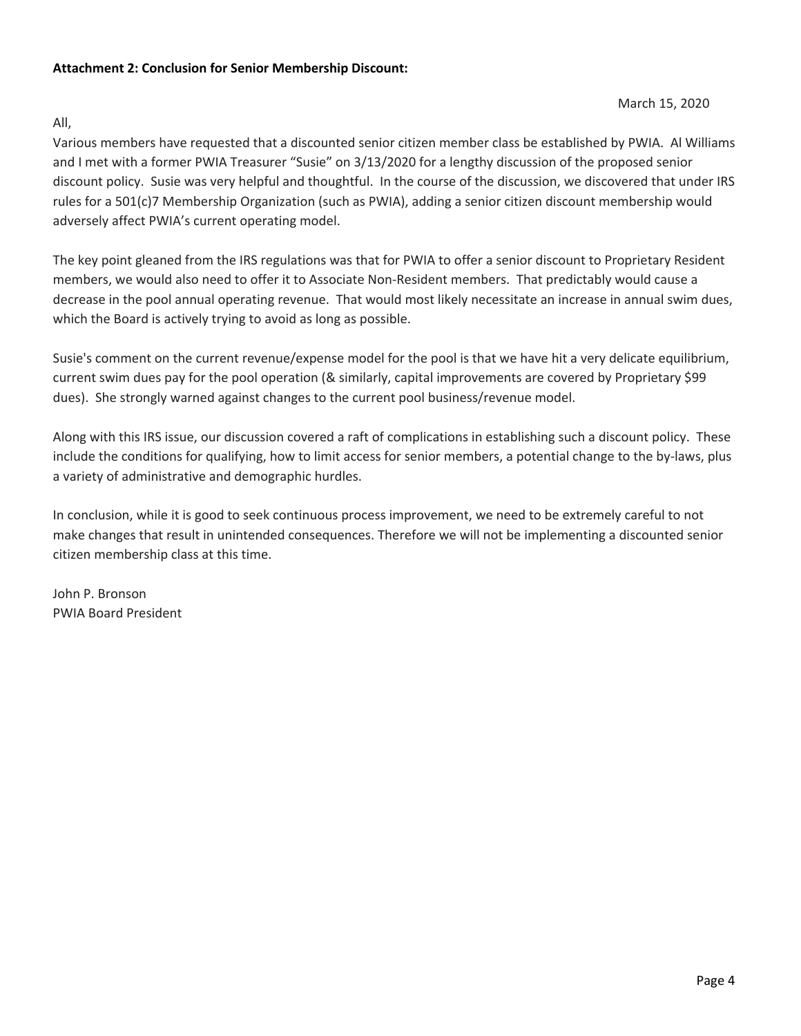**Attachment 2: Conclusion for Senior Membership Discount:**

March 15, 2020

All,

Various members have requested that a discounted senior citizen member class be established by PWIA. Al Williams and I met with a former PWIA Treasurer "Susie" on 3/13/2020 for a lengthy discussion of the proposed senior discount policy. Susie was very helpful and thoughtful. In the course of the discussion, we discovered that under IRS rules for a 501(c)7 Membership Organization (such as PWIA), adding a senior citizen discount membership would adversely affect PWIA's current operating model.

The key point gleaned from the IRS regulations was that for PWIA to offer a senior discount to Proprietary Resident members, we would also need to offer it to Associate Non-Resident members. That predictably would cause a decrease in the pool annual operating revenue. That would most likely necessitate an increase in annual swim dues, which the Board is actively trying to avoid as long as possible.

Susie's comment on the current revenue/expense model for the pool is that we have hit a very delicate equilibrium, current swim dues pay for the pool operation (& similarly, capital improvements are covered by Proprietary $99 dues). She strongly warned against changes to the current pool business/revenue model.

Along with this IRS issue, our discussion covered a raft of complications in establishing such a discount policy. These include the conditions for qualifying, how to limit access for senior members, a potential change to the by-laws, plus a variety of administrative and demographic hurdles.

In conclusion, while it is good to seek continuous process improvement, we need to be extremely careful to not make changes that result in unintended consequences. Therefore we will not be implementing a discounted senior citizen membership class at this time.

John P. Bronson
PWIA Board President